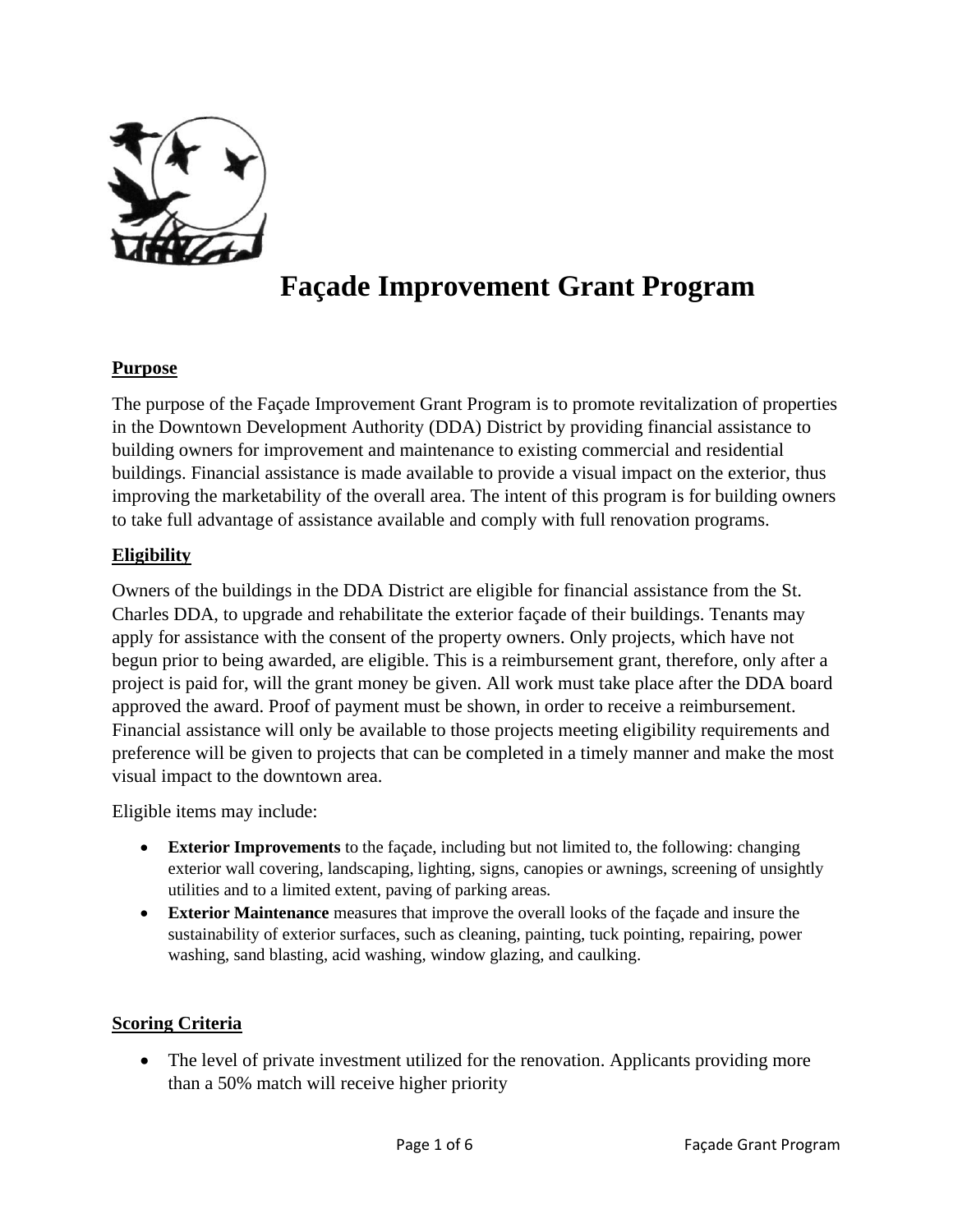# Façade Improvement Grant Program

## Purpose

The purpose of the Façade Improvement Grant Program is to promote revitalization of properties in the Downtown Development Authority (DDA) District by providing financial assistance to building owners for improvement and maintenance to existing commercial and residential buildings. Financial assistance is made available to provide a visual impact on the exterior, thus improving the marketability of the overall area. The intent of this program is for building owners to take full advantage of assistance available and comply with full renovation programs.

## Eligibility

Owners of the buildings in the DDA District are eligible for financial assistance from the St. Charles DDA, to upgrade and rehabilitate the exterior façade of their buildings. Tenants may apply for assistance with the consent of the property owners. Only projects, which have not begun prior to being awarded, are eligible. This is a reimbursement grant, therefore, only after a project is paid for, will the grant money be given. All work must take place after the DDA board approved the award. Proof of payment must be shown, in order to receive a reimbursement. Financial assistance will only be available to those projects meeting eligibility requirements and preference will be given to projects that can be completed in a timely manner and make the most visual impact to the downtown area.

Eligible items may include:

- **Exterior Improvements** to the façade, including but not limited to, the following: changing exterior wall covering, landscaping, lighting, signs, canopies or awnings, screening of unsightly utilities and to a limited extent, paving of parking areas.
- **Exterior Maintenance** measures that improve the overall looks of the façade and insure the sustainability of exterior surfaces, such as cleaning, painting, tuck pointing, repairing, power washing, sand blasting, acid washing, window glazing, and caulking.

## Scoring Criteria

- The level of private investment utilized for the renovation. Applicants providing more than a 50% match will receive higher priority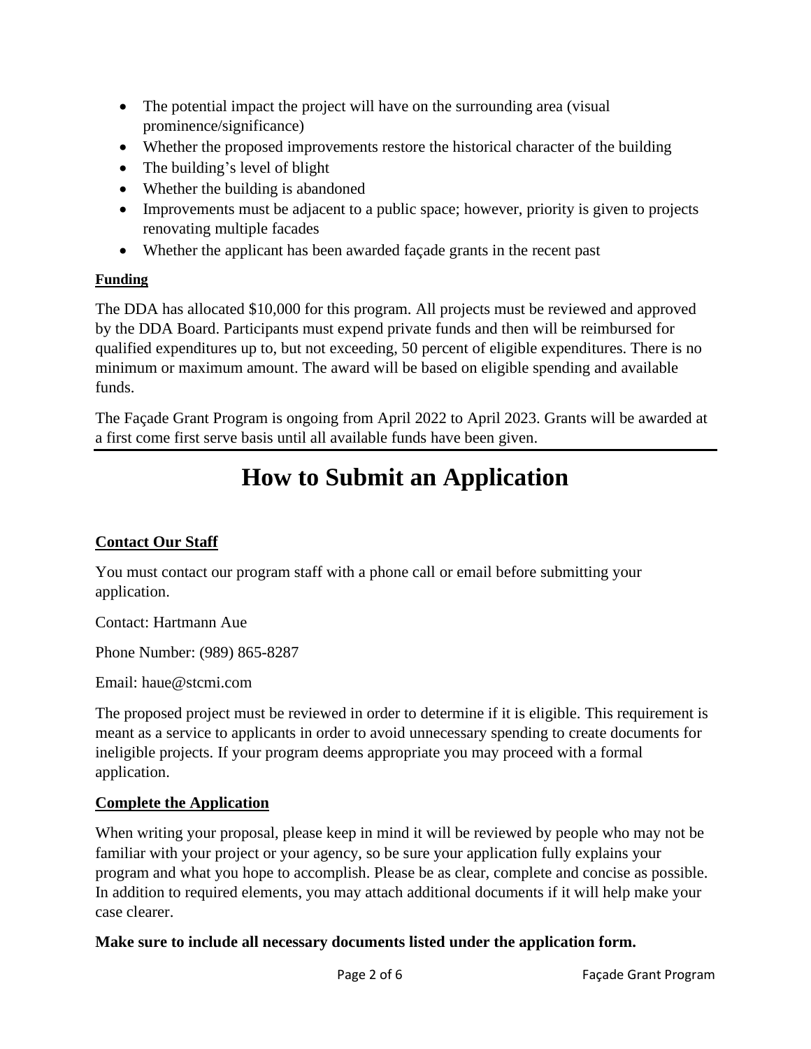- The potential impact the project will have on the surrounding area (visual prominence/significance)
- Whether the proposed improvements restore the historical character of the building
- The building's level of blight
- Whether the building is abandoned
- Improvements must be adjacent to a public space; however, priority is given to projects renovating multiple facades
- Whether the applicant has been awarded façade grants in the recent past

**Funding**

The DDA has allocated $10,000 for this program. All projects must be reviewed and approved by the DDA Board. Participants must expend private funds and then will be reimbursed for qualified expenditures up to, but not exceeding, 50 percent of eligible expenditures. There is no minimum or maximum amount. The award will be based on eligible spending and available funds.

The Façade Grant Program is ongoing from April 2022 to April 2023. Grants will be awarded at a first come first serve basis until all available funds have been given.

---

# How to Submit an Application

**Contact Our Staff**

You must contact our program staff with a phone call or email before submitting your application.

Contact: Hartmann Aue

Phone Number: (989) 865-8287

Email: haue@stcmi.com

The proposed project must be reviewed in order to determine if it is eligible. This requirement is meant as a service to applicants in order to avoid unnecessary spending to create documents for ineligible projects. If your program deems appropriate you may proceed with a formal application.

**Complete the Application**

When writing your proposal, please keep in mind it will be reviewed by people who may not be familiar with your project or your agency, so be sure your application fully explains your program and what you hope to accomplish. Please be as clear, complete and concise as possible. In addition to required elements, you may attach additional documents if it will help make your case clearer.

**Make sure to include all necessary documents listed under the application form.**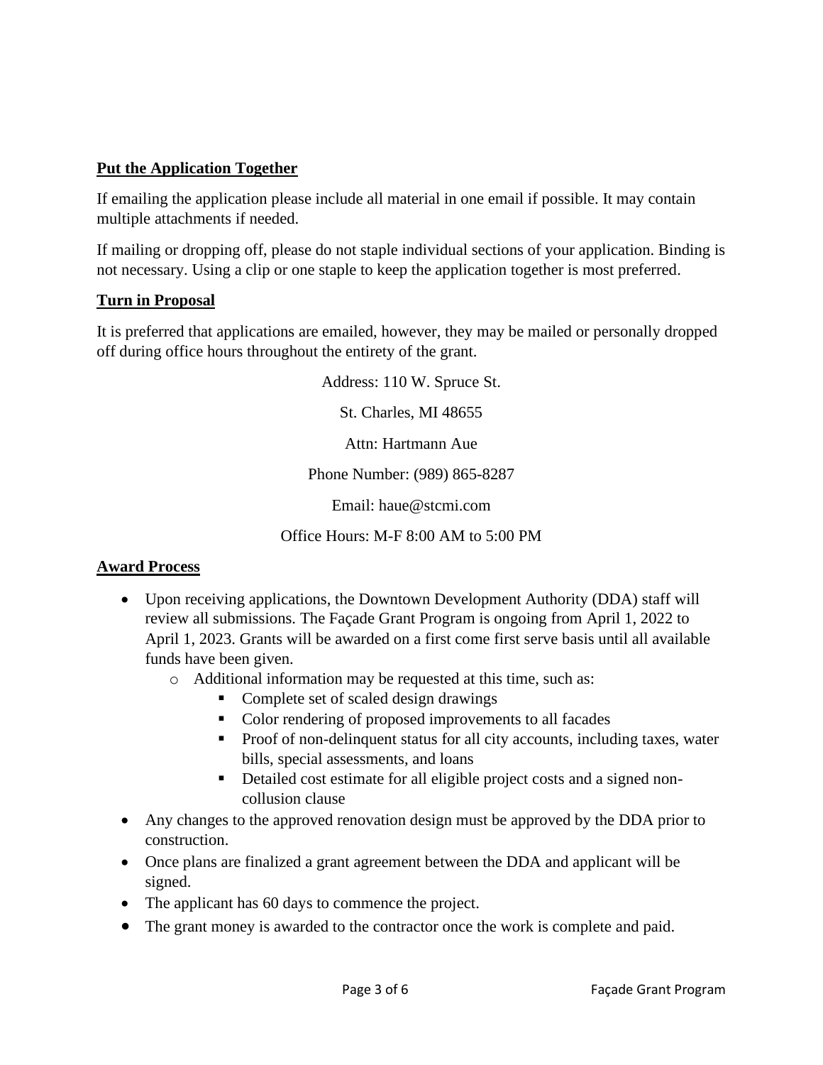**Put the Application Together**

If emailing the application please include all material in one email if possible. It may contain multiple attachments if needed.

If mailing or dropping off, please do not staple individual sections of your application. Binding is not necessary. Using a clip or one staple to keep the application together is most preferred.

**Turn in Proposal**

It is preferred that applications are emailed, however, they may be mailed or personally dropped off during office hours throughout the entirety of the grant.

Address: 110 W. Spruce St.

St. Charles, MI 48655

Attn: Hartmann Aue

Phone Number: (989) 865-8287

Email: haue@stcmi.com

Office Hours: M-F 8:00 AM to 5:00 PM

**Award Process**

- Upon receiving applications, the Downtown Development Authority (DDA) staff will review all submissions. The Façade Grant Program is ongoing from April 1, 2022 to April 1, 2023. Grants will be awarded on a first come first serve basis until all available funds have been given.
  - Additional information may be requested at this time, such as:
    - Complete set of scaled design drawings
    - Color rendering of proposed improvements to all facades
    - Proof of non-delinquent status for all city accounts, including taxes, water bills, special assessments, and loans
    - Detailed cost estimate for all eligible project costs and a signed non-collusion clause
- Any changes to the approved renovation design must be approved by the DDA prior to construction.
- Once plans are finalized a grant agreement between the DDA and applicant will be signed.
- The applicant has 60 days to commence the project.
- The grant money is awarded to the contractor once the work is complete and paid.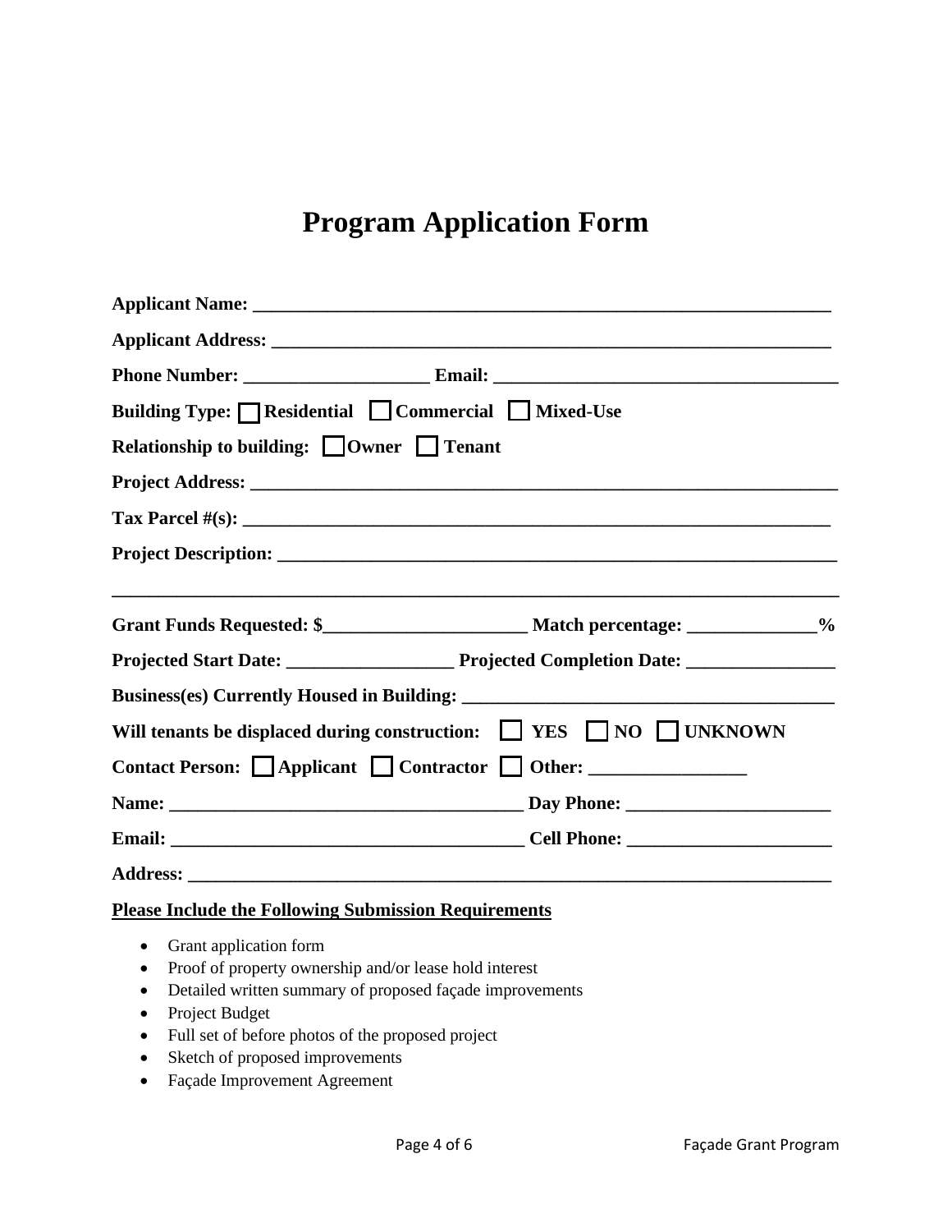# Program Application Form

**Applicant Name:** ___________________________________________________________________

**Applicant Address:** ________________________________________________________________

**Phone Number:** ____________________ **Email:** ______________________________________

**Building Type:** ☐ **Residential** ☐ **Commercial** ☐ **Mixed-Use**

**Relationship to building:** ☐ **Owner** ☐ **Tenant**

**Project Address:** __________________________________________________________________

**Tax Parcel #(s):** __________________________________________________________________

**Project Description:** _______________________________________________________________

_________________________________________________________________________________

**Grant Funds Requested: $**______________________ **Match percentage:** ______________**%**

**Projected Start Date:** __________________ **Projected Completion Date:** ________________

**Business(es) Currently Housed in Building:** _______________________________________

**Will tenants be displaced during construction:** ☐ **YES** ☐ **NO** ☐ **UNKNOWN**

**Contact Person:** ☐ **Applicant** ☐ **Contractor** ☐ **Other:** _________________

**Name:** ______________________________________ **Day Phone:** ______________________

**Email:** ______________________________________ **Cell Phone:** ______________________

**Address:** ________________________________________________________________________

**<u>Please Include the Following Submission Requirements</u>**

- Grant application form
- Proof of property ownership and/or lease hold interest
- Detailed written summary of proposed façade improvements
- Project Budget
- Full set of before photos of the proposed project
- Sketch of proposed improvements
- Façade Improvement Agreement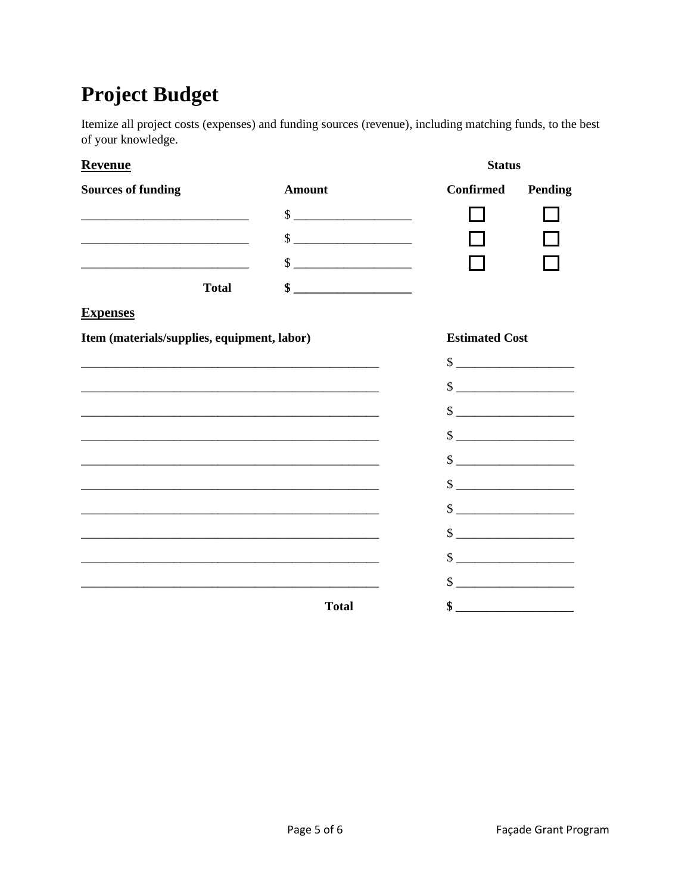# Project Budget

Itemize all project costs (expenses) and funding sources (revenue), including matching funds, to the best of your knowledge.

## Revenue

| Sources of funding | Amount | Status: Confirmed | Status: Pending |
|---|---|---|---|
| ___________________________ | $ ___________________ | ☐ | ☐ |
| ___________________________ | $ ___________________ | ☐ | ☐ |
| ___________________________ | $ ___________________ | ☐ | ☐ |
| **Total** | **$ ___________________** | | |

## Expenses

| Item (materials/supplies, equipment, labor) | Estimated Cost |
|---|---|
| ________________________________________________ | $ ___________________ |
| ________________________________________________ | $ ___________________ |
| ________________________________________________ | $ ___________________ |
| ________________________________________________ | $ ___________________ |
| ________________________________________________ | $ ___________________ |
| ________________________________________________ | $ ___________________ |
| ________________________________________________ | $ ___________________ |
| ________________________________________________ | $ ___________________ |
| ________________________________________________ | $ ___________________ |
| ________________________________________________ | $ ___________________ |
| **Total** | **$ ___________________** |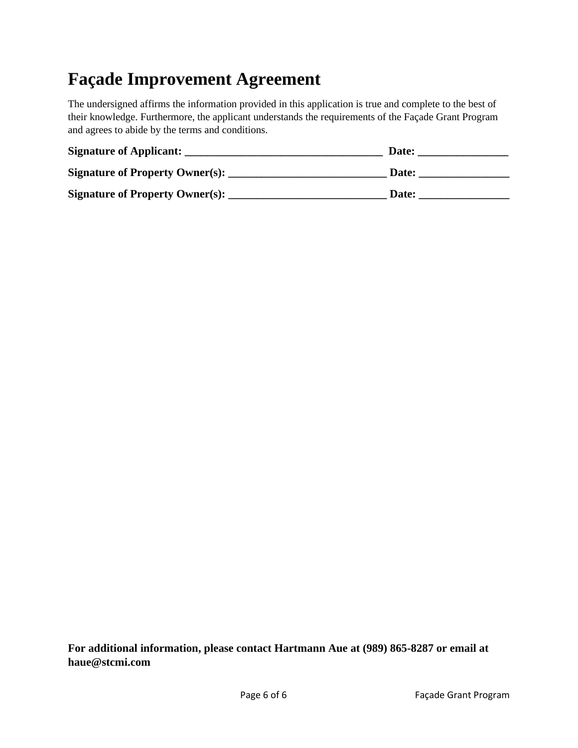# Façade Improvement Agreement

The undersigned affirms the information provided in this application is true and complete to the best of their knowledge. Furthermore, the applicant understands the requirements of the Façade Grant Program and agrees to abide by the terms and conditions.

**Signature of Applicant: ___________________________________ Date: ________________**

**Signature of Property Owner(s): ____________________________ Date: ________________**

**Signature of Property Owner(s): ____________________________ Date: ________________**

**For additional information, please contact Hartmann Aue at (989) 865-8287 or email at haue@stcmi.com**